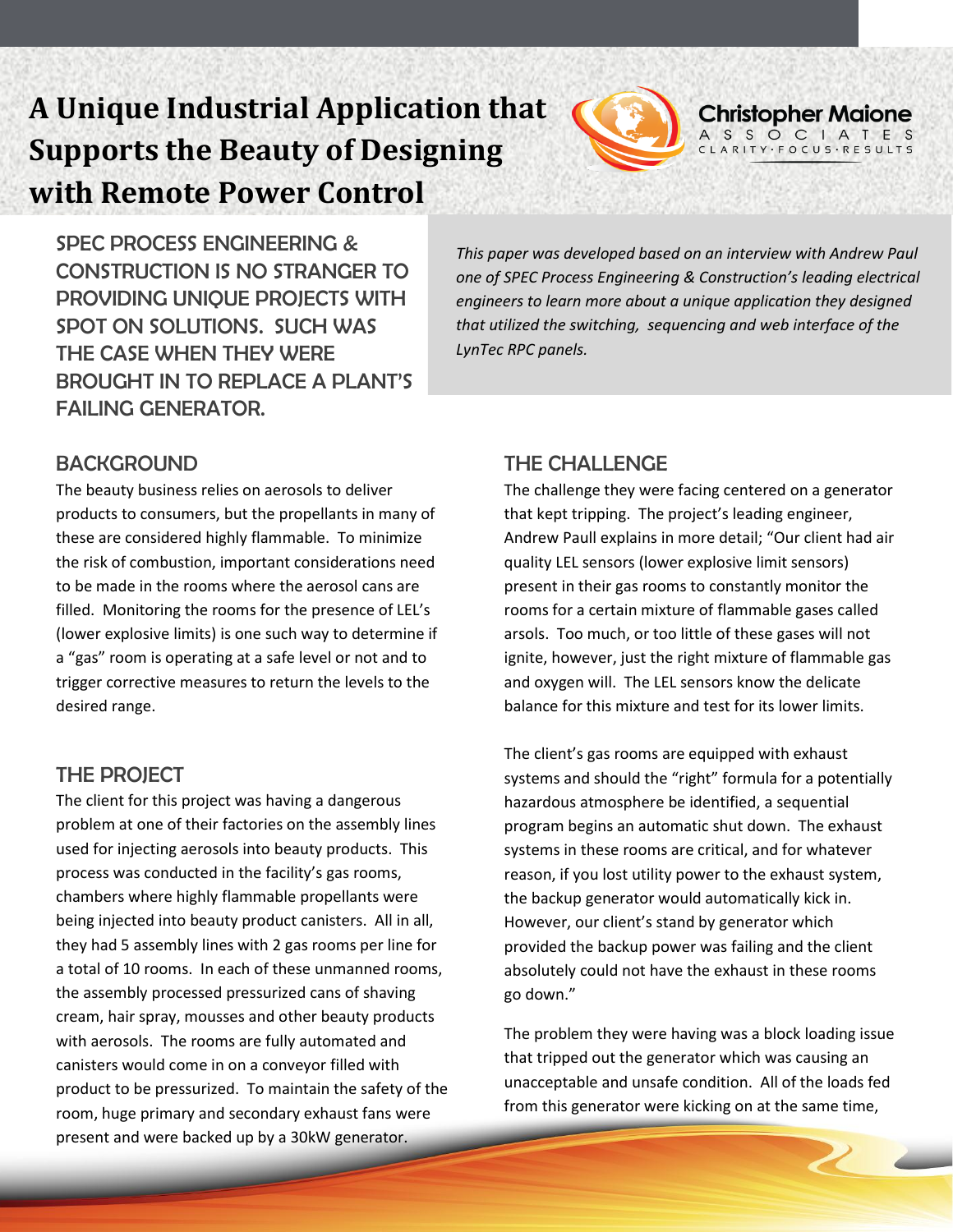# A Unique Industrial Application that Supports the Beauty of Designing with Remote Power Control

Christopher Maione Associates
CLARITY·FOCUS·RESULTS

SPEC PROCESS ENGINEERING & CONSTRUCTION IS NO STRANGER TO PROVIDING UNIQUE PROJECTS WITH SPOT ON SOLUTIONS. SUCH WAS THE CASE WHEN THEY WERE BROUGHT IN TO REPLACE A PLANT'S FAILING GENERATOR.

*This paper was developed based on an interview with Andrew Paul one of SPEC Process Engineering & Construction's leading electrical engineers to learn more about a unique application they designed that utilized the switching, sequencing and web interface of the LynTec RPC panels.*

## BACKGROUND

The beauty business relies on aerosols to deliver products to consumers, but the propellants in many of these are considered highly flammable. To minimize the risk of combustion, important considerations need to be made in the rooms where the aerosol cans are filled. Monitoring the rooms for the presence of LEL's (lower explosive limits) is one such way to determine if a "gas" room is operating at a safe level or not and to trigger corrective measures to return the levels to the desired range.

## THE PROJECT

The client for this project was having a dangerous problem at one of their factories on the assembly lines used for injecting aerosols into beauty products. This process was conducted in the facility's gas rooms, chambers where highly flammable propellants were being injected into beauty product canisters. All in all, they had 5 assembly lines with 2 gas rooms per line for a total of 10 rooms. In each of these unmanned rooms, the assembly processed pressurized cans of shaving cream, hair spray, mousses and other beauty products with aerosols. The rooms are fully automated and canisters would come in on a conveyor filled with product to be pressurized. To maintain the safety of the room, huge primary and secondary exhaust fans were present and were backed up by a 30kW generator.

## THE CHALLENGE

The challenge they were facing centered on a generator that kept tripping. The project's leading engineer, Andrew Paull explains in more detail; "Our client had air quality LEL sensors (lower explosive limit sensors) present in their gas rooms to constantly monitor the rooms for a certain mixture of flammable gases called arsols. Too much, or too little of these gases will not ignite, however, just the right mixture of flammable gas and oxygen will. The LEL sensors know the delicate balance for this mixture and test for its lower limits.

The client's gas rooms are equipped with exhaust systems and should the "right" formula for a potentially hazardous atmosphere be identified, a sequential program begins an automatic shut down. The exhaust systems in these rooms are critical, and for whatever reason, if you lost utility power to the exhaust system, the backup generator would automatically kick in. However, our client's stand by generator which provided the backup power was failing and the client absolutely could not have the exhaust in these rooms go down."

The problem they were having was a block loading issue that tripped out the generator which was causing an unacceptable and unsafe condition. All of the loads fed from this generator were kicking on at the same time,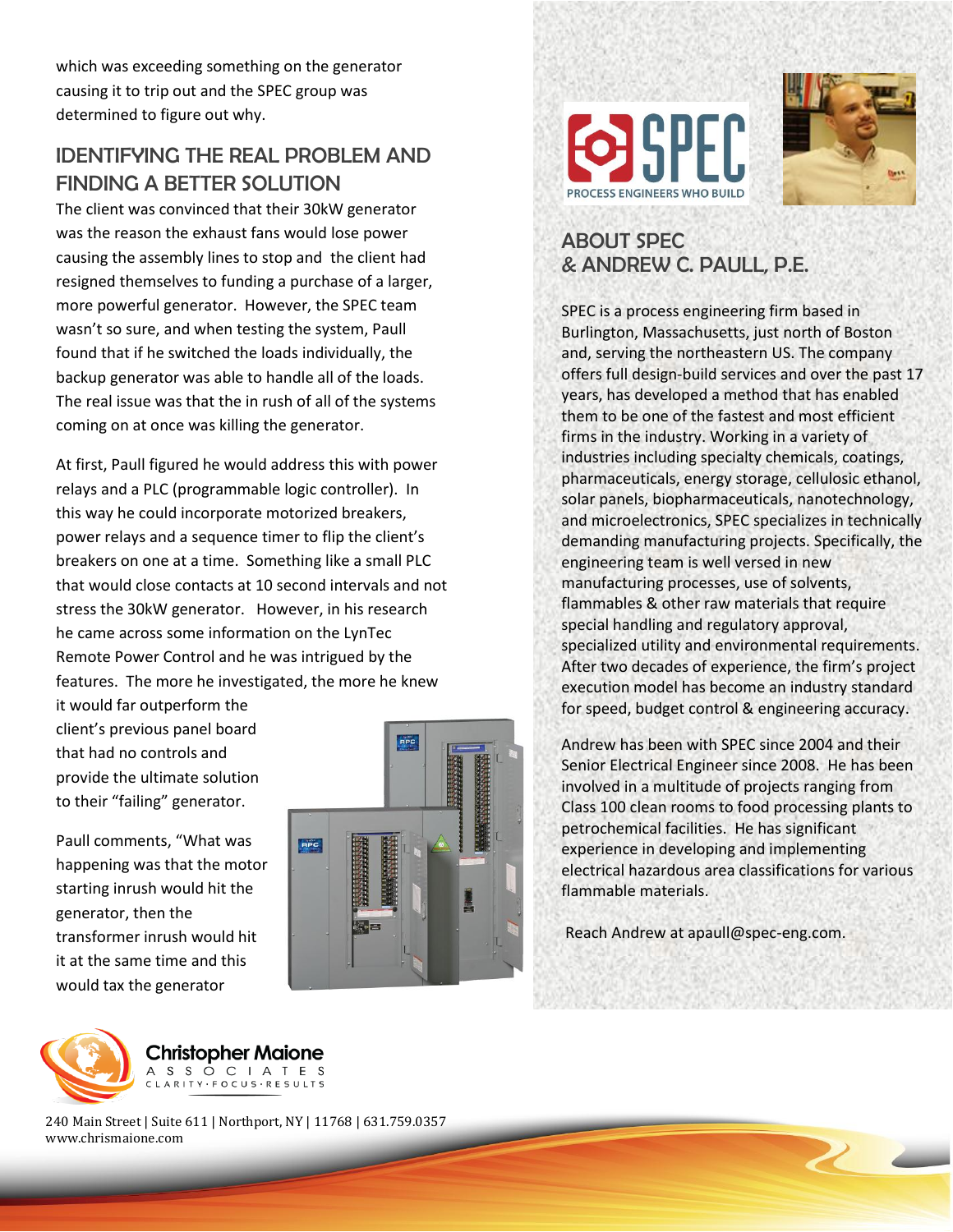which was exceeding something on the generator causing it to trip out and the SPEC group was determined to figure out why.

## IDENTIFYING THE REAL PROBLEM AND FINDING A BETTER SOLUTION

The client was convinced that their 30kW generator was the reason the exhaust fans would lose power causing the assembly lines to stop and the client had resigned themselves to funding a purchase of a larger, more powerful generator. However, the SPEC team wasn't so sure, and when testing the system, Paull found that if he switched the loads individually, the backup generator was able to handle all of the loads. The real issue was that the in rush of all of the systems coming on at once was killing the generator.

At first, Paull figured he would address this with power relays and a PLC (programmable logic controller). In this way he could incorporate motorized breakers, power relays and a sequence timer to flip the client's breakers on one at a time. Something like a small PLC that would close contacts at 10 second intervals and not stress the 30kW generator. However, in his research he came across some information on the LynTec Remote Power Control and he was intrigued by the features. The more he investigated, the more he knew it would far outperform the client's previous panel board that had no controls and provide the ultimate solution to their "failing" generator.

Paull comments, "What was happening was that the motor starting inrush would hit the generator, then the transformer inrush would hit it at the same time and this would tax the generator

## ABOUT SPEC & ANDREW C. PAULL, P.E.

SPEC is a process engineering firm based in Burlington, Massachusetts, just north of Boston and, serving the northeastern US. The company offers full design-build services and over the past 17 years, has developed a method that has enabled them to be one of the fastest and most efficient firms in the industry. Working in a variety of industries including specialty chemicals, coatings, pharmaceuticals, energy storage, cellulosic ethanol, solar panels, biopharmaceuticals, nanotechnology, and microelectronics, SPEC specializes in technically demanding manufacturing projects. Specifically, the engineering team is well versed in new manufacturing processes, use of solvents, flammables & other raw materials that require special handling and regulatory approval, specialized utility and environmental requirements. After two decades of experience, the firm's project execution model has become an industry standard for speed, budget control & engineering accuracy.

Andrew has been with SPEC since 2004 and their Senior Electrical Engineer since 2008. He has been involved in a multitude of projects ranging from Class 100 clean rooms to food processing plants to petrochemical facilities. He has significant experience in developing and implementing electrical hazardous area classifications for various flammable materials.

Reach Andrew at apaull@spec-eng.com.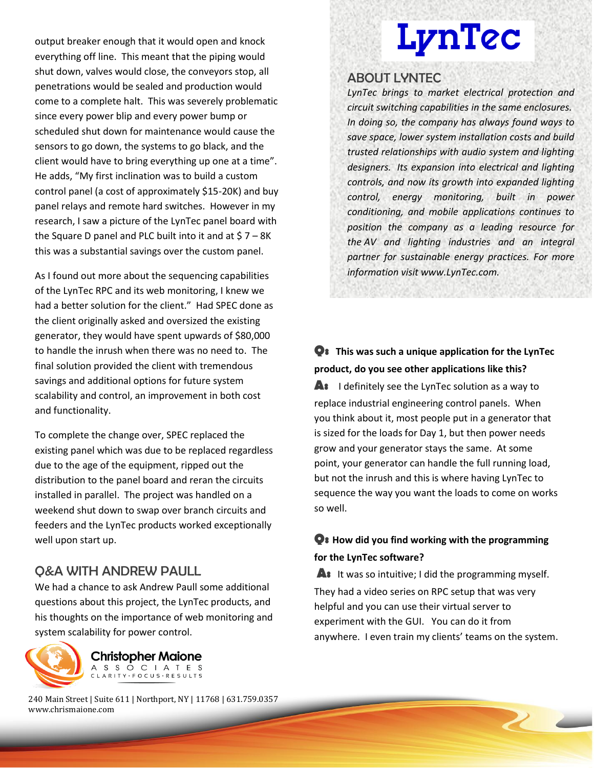output breaker enough that it would open and knock everything off line. This meant that the piping would shut down, valves would close, the conveyors stop, all penetrations would be sealed and production would come to a complete halt. This was severely problematic since every power blip and every power bump or scheduled shut down for maintenance would cause the sensors to go down, the systems to go black, and the client would have to bring everything up one at a time". He adds, "My first inclination was to build a custom control panel (a cost of approximately $15-20K) and buy panel relays and remote hard switches. However in my research, I saw a picture of the LynTec panel board with the Square D panel and PLC built into it and at $ 7 – 8K this was a substantial savings over the custom panel.

As I found out more about the sequencing capabilities of the LynTec RPC and its web monitoring, I knew we had a better solution for the client." Had SPEC done as the client originally asked and oversized the existing generator, they would have spent upwards of $80,000 to handle the inrush when there was no need to. The final solution provided the client with tremendous savings and additional options for future system scalability and control, an improvement in both cost and functionality.

To complete the change over, SPEC replaced the existing panel which was due to be replaced regardless due to the age of the equipment, ripped out the distribution to the panel board and reran the circuits installed in parallel. The project was handled on a weekend shut down to swap over branch circuits and feeders and the LynTec products worked exceptionally well upon start up.

## Q&A WITH ANDREW PAULL

We had a chance to ask Andrew Paull some additional questions about this project, the LynTec products, and his thoughts on the importance of web monitoring and system scalability for power control.

**Q: This was such a unique application for the LynTec product, do you see other applications like this?**

**A:** I definitely see the LynTec solution as a way to replace industrial engineering control panels. When you think about it, most people put in a generator that is sized for the loads for Day 1, but then power needs grow and your generator stays the same. At some point, your generator can handle the full running load, but not the inrush and this is where having LynTec to sequence the way you want the loads to come on works so well.

**Q: How did you find working with the programming for the LynTec software?**

**A:** It was so intuitive; I did the programming myself. They had a video series on RPC setup that was very helpful and you can use their virtual server to experiment with the GUI. You can do it from anywhere. I even train my clients' teams on the system.

## ABOUT LYNTEC

*LynTec brings to market electrical protection and circuit switching capabilities in the same enclosures. In doing so, the company has always found ways to save space, lower system installation costs and build trusted relationships with audio system and lighting designers. Its expansion into electrical and lighting controls, and now its growth into expanded lighting control, energy monitoring, built in power conditioning, and mobile applications continues to position the company as a leading resource for the AV and lighting industries and an integral partner for sustainable energy practices. For more information visit www.LynTec.com.*

Christopher Maione Associates
CLARITY·FOCUS·RESULTS

240 Main Street | Suite 611 | Northport, NY | 11768 | 631.759.0357
www.chrismaione.com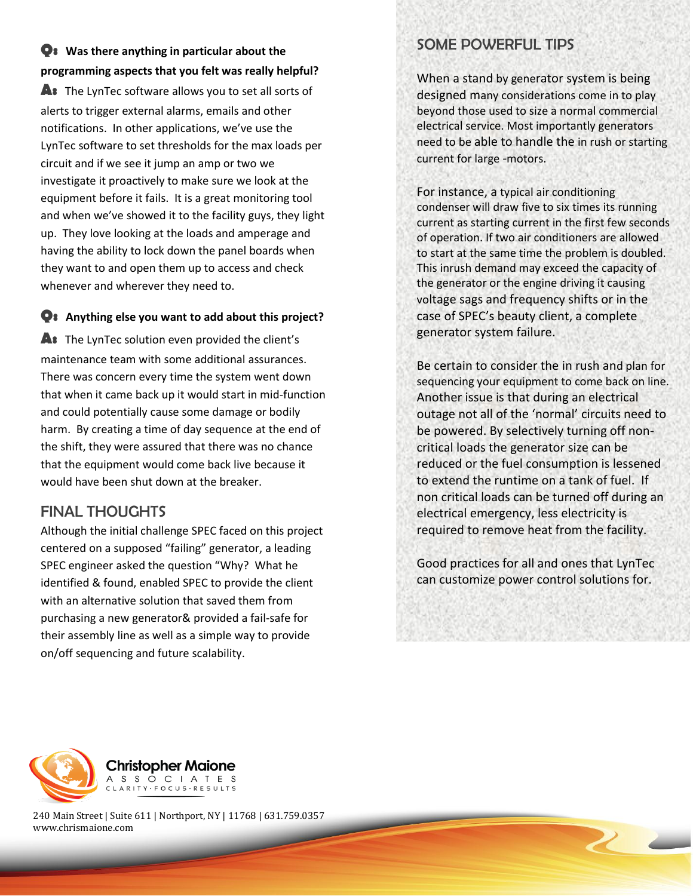**Q: Was there anything in particular about the programming aspects that you felt was really helpful?**

**A:** The LynTec software allows you to set all sorts of alerts to trigger external alarms, emails and other notifications. In other applications, we've use the LynTec software to set thresholds for the max loads per circuit and if we see it jump an amp or two we investigate it proactively to make sure we look at the equipment before it fails. It is a great monitoring tool and when we've showed it to the facility guys, they light up. They love looking at the loads and amperage and having the ability to lock down the panel boards when they want to and open them up to access and check whenever and wherever they need to.

**Q: Anything else you want to add about this project?**

**A:** The LynTec solution even provided the client's maintenance team with some additional assurances. There was concern every time the system went down that when it came back up it would start in mid-function and could potentially cause some damage or bodily harm. By creating a time of day sequence at the end of the shift, they were assured that there was no chance that the equipment would come back live because it would have been shut down at the breaker.

## FINAL THOUGHTS

Although the initial challenge SPEC faced on this project centered on a supposed "failing" generator, a leading SPEC engineer asked the question "Why? What he identified & found, enabled SPEC to provide the client with an alternative solution that saved them from purchasing a new generator& provided a fail-safe for their assembly line as well as a simple way to provide on/off sequencing and future scalability.

## SOME POWERFUL TIPS

When a stand by generator system is being designed many considerations come in to play beyond those used to size a normal commercial electrical service. Most importantly generators need to be able to handle the in rush or starting current for large -motors.

For instance, a typical air conditioning condenser will draw five to six times its running current as starting current in the first few seconds of operation. If two air conditioners are allowed to start at the same time the problem is doubled. This inrush demand may exceed the capacity of the generator or the engine driving it causing voltage sags and frequency shifts or in the case of SPEC's beauty client, a complete generator system failure.

Be certain to consider the in rush and plan for sequencing your equipment to come back on line. Another issue is that during an electrical outage not all of the 'normal' circuits need to be powered. By selectively turning off non-critical loads the generator size can be reduced or the fuel consumption is lessened to extend the runtime on a tank of fuel. If non critical loads can be turned off during an electrical emergency, less electricity is required to remove heat from the facility.

Good practices for all and ones that LynTec can customize power control solutions for.

Christopher Maione Associates
CLARITY·FOCUS·RESULTS

240 Main Street | Suite 611 | Northport, NY | 11768 | 631.759.0357
www.chrismaione.com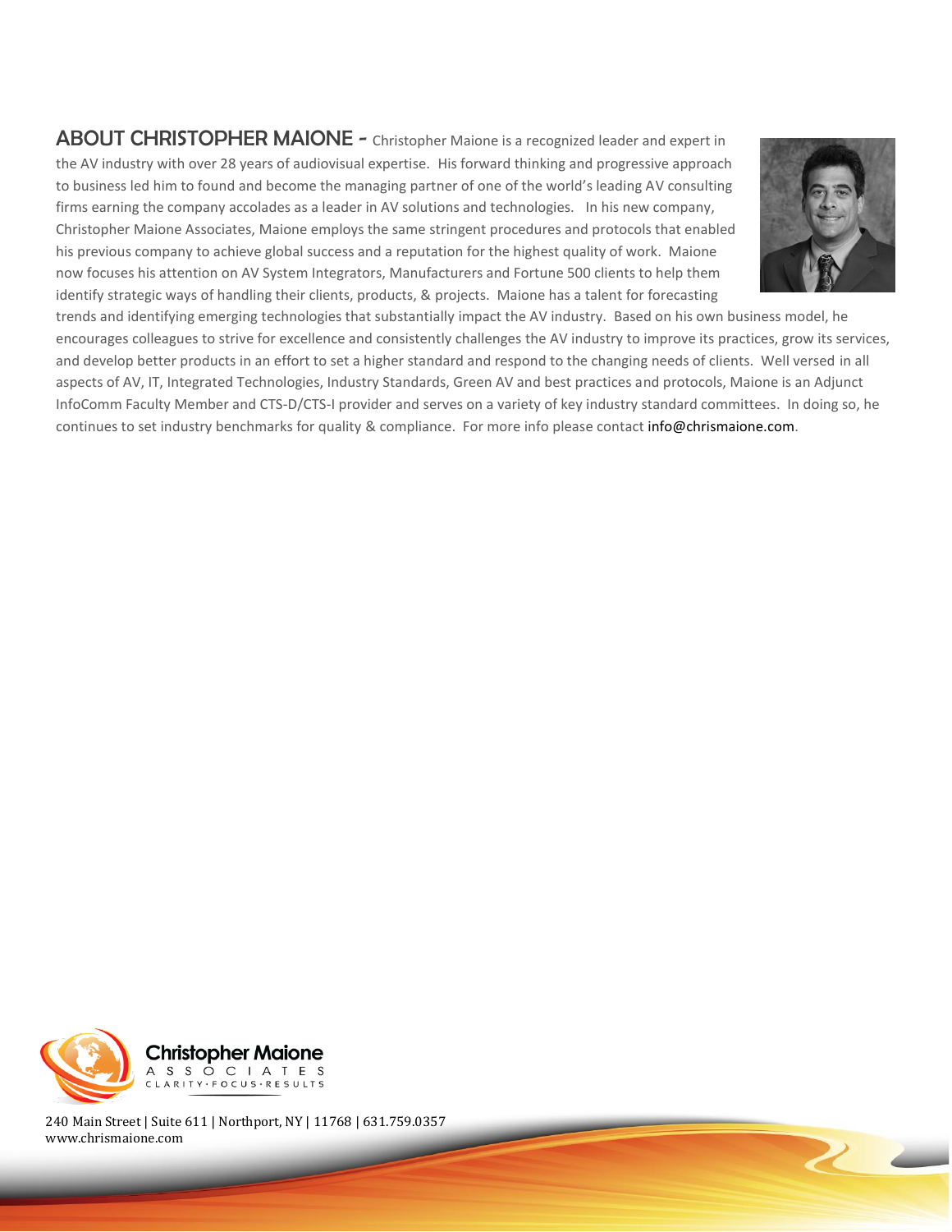**ABOUT CHRISTOPHER MAIONE -** Christopher Maione is a recognized leader and expert in the AV industry with over 28 years of audiovisual expertise. His forward thinking and progressive approach to business led him to found and become the managing partner of one of the world's leading AV consulting firms earning the company accolades as a leader in AV solutions and technologies. In his new company, Christopher Maione Associates, Maione employs the same stringent procedures and protocols that enabled his previous company to achieve global success and a reputation for the highest quality of work. Maione now focuses his attention on AV System Integrators, Manufacturers and Fortune 500 clients to help them identify strategic ways of handling their clients, products, & projects. Maione has a talent for forecasting trends and identifying emerging technologies that substantially impact the AV industry. Based on his own business model, he encourages colleagues to strive for excellence and consistently challenges the AV industry to improve its practices, grow its services, and develop better products in an effort to set a higher standard and respond to the changing needs of clients. Well versed in all aspects of AV, IT, Integrated Technologies, Industry Standards, Green AV and best practices and protocols, Maione is an Adjunct InfoComm Faculty Member and CTS-D/CTS-I provider and serves on a variety of key industry standard committees. In doing so, he continues to set industry benchmarks for quality & compliance. For more info please contact info@chrismaione.com.

Christopher Maione
ASSOCIATES
CLARITY·FOCUS·RESULTS

240 Main Street | Suite 611 | Northport, NY | 11768 | 631.759.0357
www.chrismaione.com